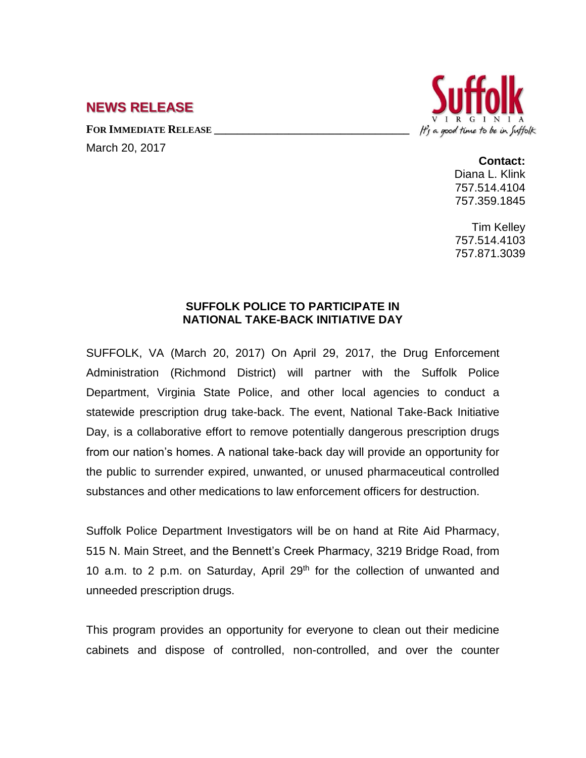## NEWS RELEASE

**FOR IMMEDIATE RELEASE**

March 20, 2017

**Contact:**
Diana L. Klink
757.514.4104
757.359.1845

Tim Kelley
757.514.4103
757.871.3039

### SUFFOLK POLICE TO PARTICIPATE IN NATIONAL TAKE-BACK INITIATIVE DAY

SUFFOLK, VA (March 20, 2017) On April 29, 2017, the Drug Enforcement Administration (Richmond District) will partner with the Suffolk Police Department, Virginia State Police, and other local agencies to conduct a statewide prescription drug take-back. The event, National Take-Back Initiative Day, is a collaborative effort to remove potentially dangerous prescription drugs from our nation's homes. A national take-back day will provide an opportunity for the public to surrender expired, unwanted, or unused pharmaceutical controlled substances and other medications to law enforcement officers for destruction.

Suffolk Police Department Investigators will be on hand at Rite Aid Pharmacy, 515 N. Main Street, and the Bennett's Creek Pharmacy, 3219 Bridge Road, from 10 a.m. to 2 p.m. on Saturday, April 29th for the collection of unwanted and unneeded prescription drugs.

This program provides an opportunity for everyone to clean out their medicine cabinets and dispose of controlled, non-controlled, and over the counter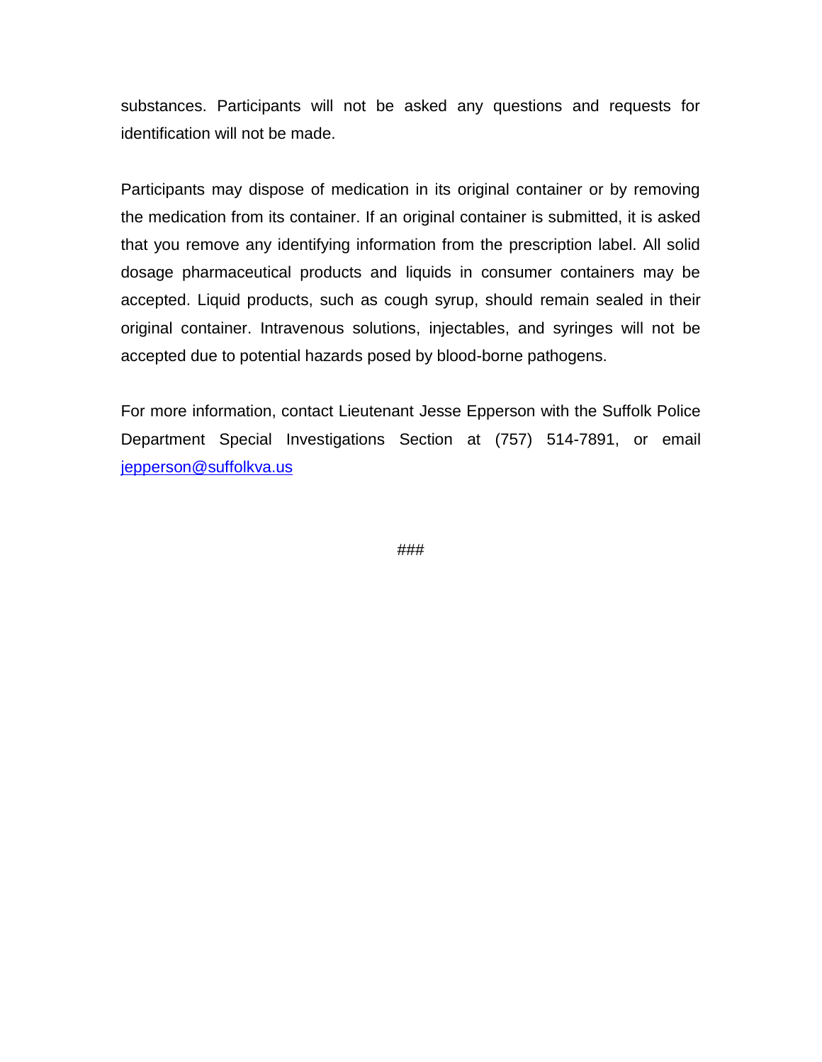substances. Participants will not be asked any questions and requests for identification will not be made.

Participants may dispose of medication in its original container or by removing the medication from its container. If an original container is submitted, it is asked that you remove any identifying information from the prescription label. All solid dosage pharmaceutical products and liquids in consumer containers may be accepted. Liquid products, such as cough syrup, should remain sealed in their original container. Intravenous solutions, injectables, and syringes will not be accepted due to potential hazards posed by blood-borne pathogens.

For more information, contact Lieutenant Jesse Epperson with the Suffolk Police Department Special Investigations Section at (757) 514-7891, or email [jepperson@suffolkva.us](mailto:jepperson@suffolkva.us)

###